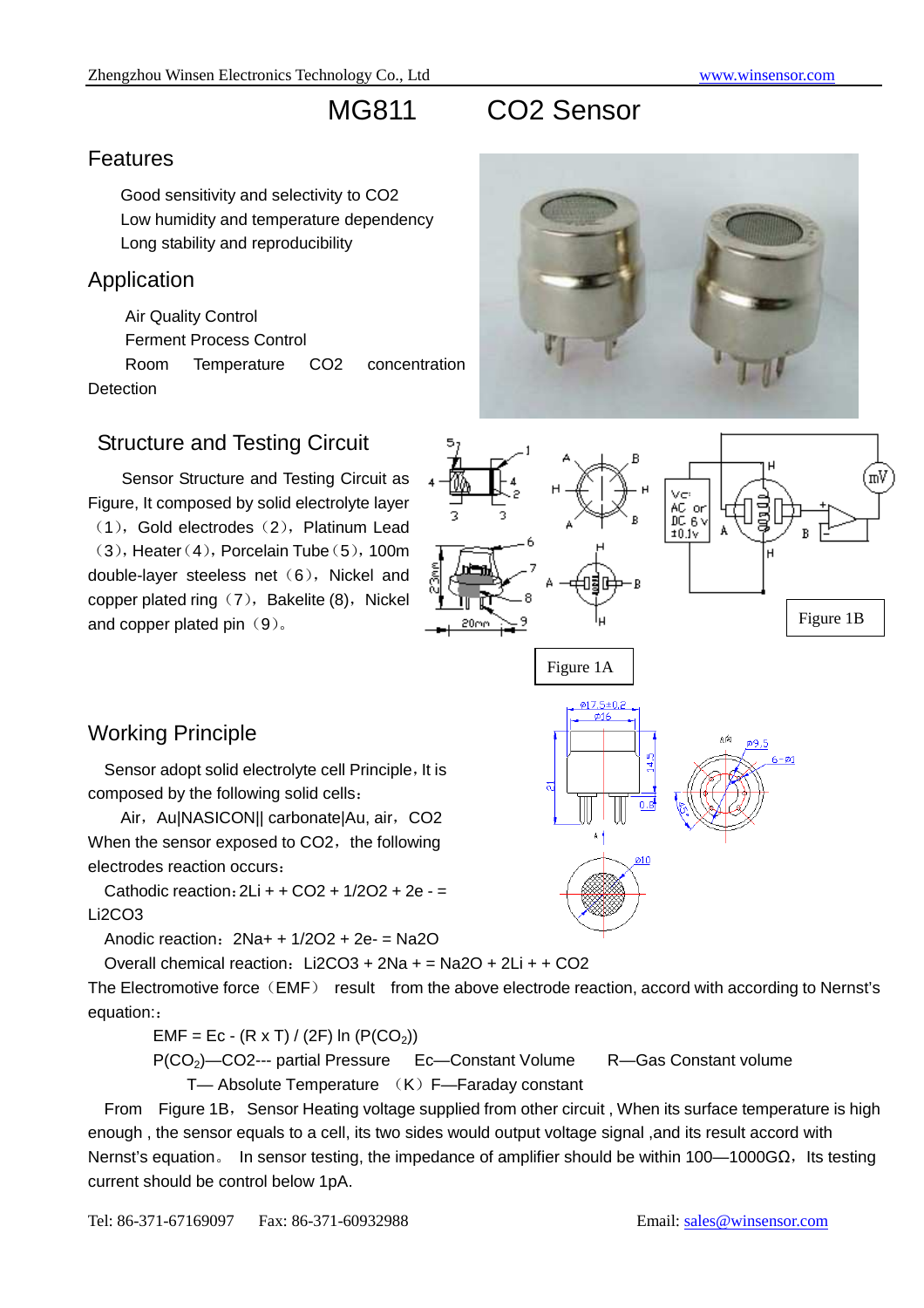# MG811 CO2 Sensor

## Features

Good sensitivity and selectivity to $CO_2$
Low humidity and temperature dependency
Long stability and reproducibility

## Application

Air Quality Control
Ferment Process Control
Room Temperature $CO_2$ concentration Detection

## Structure and Testing Circuit

Sensor Structure and Testing Circuit as Figure, It composed by solid electrolyte layer（1），Gold electrodes（2），Platinum Lead（3），Heater（4），Porcelain Tube（5），100m double-layer steeless net（6），Nickel and copper plated ring（7），Bakelite (8)，Nickel and copper plated pin（9）。

Figure 1A

Figure 1B

## Working Principle

Sensor adopt solid electrolyte cell Principle，It is composed by the following solid cells：

Air，Au|NASICON|| carbonate|Au, air，$CO_2$

When the sensor exposed to $CO_2$，the following electrodes reaction occurs：

Cathodic reaction：$2Li^+ + CO_2 + 1/2O_2 + 2e^- = Li_2CO_3$

Anodic reaction：$2Na^+ + 1/2O_2 + 2e^- = Na_2O$

Overall chemical reaction：$Li_2CO_3 + 2Na^+ = Na_2O + 2Li^+ + CO_2$

The Electromotive force（EMF） result from the above electrode reaction, accord with according to Nernst's equation:：

$$EMF = Ec - (R \times T) / (2F) \ln (P(CO_2))$$

$P(CO_2)$—$CO_2$--- partial Pressure   Ec—Constant Volume   R—Gas Constant volume

T— Absolute Temperature （K） F—Faraday constant

From Figure 1B，Sensor Heating voltage supplied from other circuit , When its surface temperature is high enough , the sensor equals to a cell, its two sides would output voltage signal ,and its result accord with Nernst's equation。 In sensor testing, the impedance of amplifier should be within 100—1000GΩ，Its testing current should be control below 1pA.

Tel: 86-371-67169097   Fax: 86-371-60932988   Email: sales@winsensor.com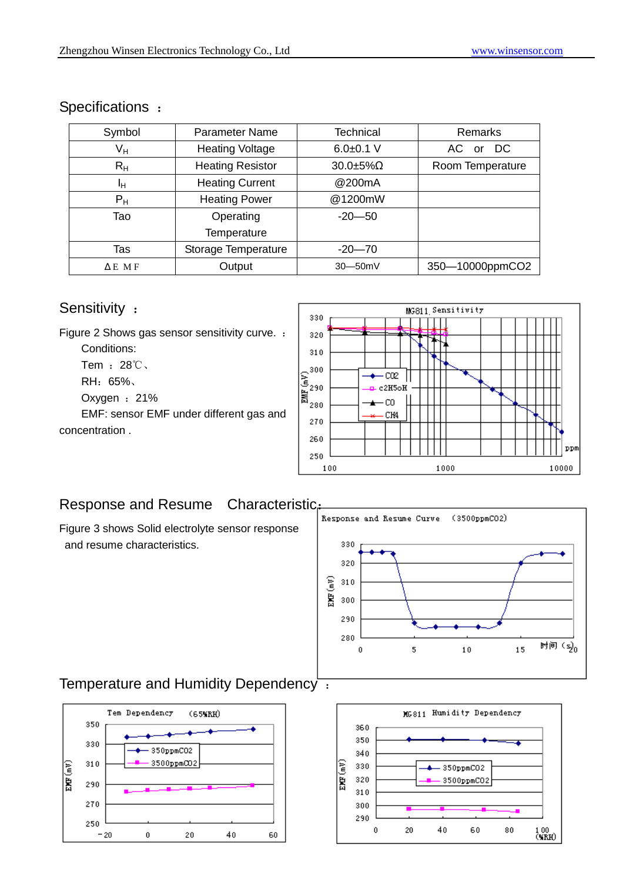## Specifications ：

| Symbol | Parameter Name | Technical | Remarks |
|---|---|---|---|
| $V_H$ | Heating Voltage | 6.0±0.1 V | AC or DC |
| $R_H$ | Heating Resistor | 30.0±5%Ω | Room Temperature |
| $I_H$ | Heating Current | @200mA | |
| $P_H$ | Heating Power | @1200mW | |
| Tao | Operating Temperature | -20—50 | |
| Tas | Storage Temperature | -20—70 | |
| ΔEMF | Output | 30—50mV | 350—10000ppmCO2 |

## Sensitivity ：

Figure 2 Shows gas sensor sensitivity curve. ：

Conditions:

Tem ：28℃、

RH：65%、

Oxygen ：21%

EMF: sensor EMF under different gas and concentration .

MG811 Sensitivity

330
320
310
300
290
280
270
260
250

EMF (mV)

CO2
c2H5oH
CO
CH4

100
1000
10000
ppm

## Response and Resume Characteristic：

Figure 3 shows Solid electrolyte sensor response and resume characteristics.

Response and Resume Curve (3500ppmCO2)

330
320
310
300
290
280

EMF (mV)

0
5
10
15
20
时间 (s)

## Temperature and Humidity Dependency ：

Tem Dependency (65%RH)

350
330
310
290
270
250

EMF (mV)

350ppmCO2
3500ppmCO2

-20
0
20
40
60

MG811 Humidity Dependency

360
350
340
330
320
310
300
290

EMF (mV)

350ppmCO2
3500ppmCO2

0
20
40
60
80
100
(%RH)